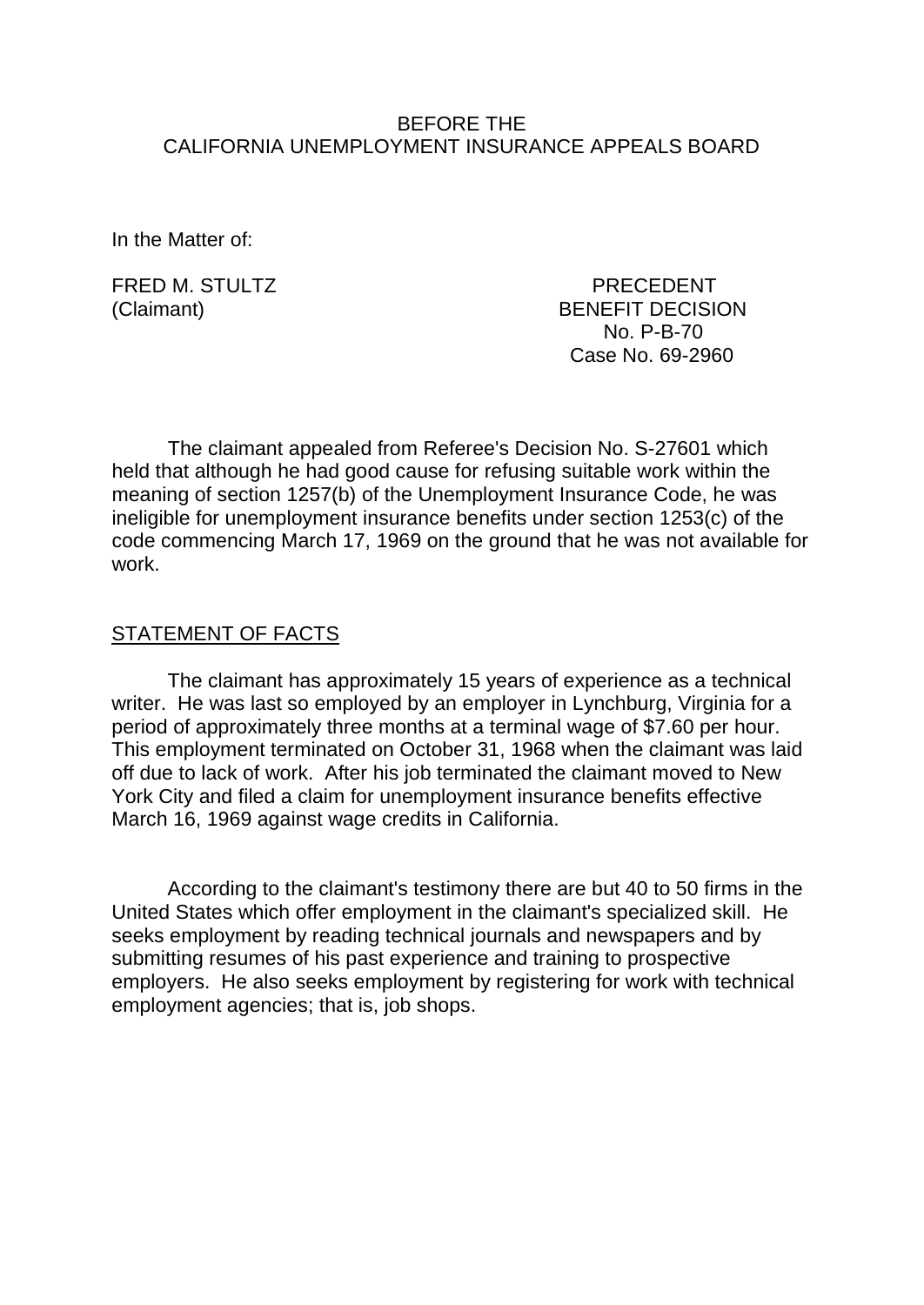BEFORE THE
CALIFORNIA UNEMPLOYMENT INSURANCE APPEALS BOARD

In the Matter of:

FRED M. STULTZ
(Claimant)

PRECEDENT
BENEFIT DECISION
No. P-B-70
Case No. 69-2960

The claimant appealed from Referee's Decision No. S-27601 which held that although he had good cause for refusing suitable work within the meaning of section 1257(b) of the Unemployment Insurance Code, he was ineligible for unemployment insurance benefits under section 1253(c) of the code commencing March 17, 1969 on the ground that he was not available for work.

## STATEMENT OF FACTS

The claimant has approximately 15 years of experience as a technical writer. He was last so employed by an employer in Lynchburg, Virginia for a period of approximately three months at a terminal wage of $7.60 per hour. This employment terminated on October 31, 1968 when the claimant was laid off due to lack of work. After his job terminated the claimant moved to New York City and filed a claim for unemployment insurance benefits effective March 16, 1969 against wage credits in California.

According to the claimant's testimony there are but 40 to 50 firms in the United States which offer employment in the claimant's specialized skill. He seeks employment by reading technical journals and newspapers and by submitting resumes of his past experience and training to prospective employers. He also seeks employment by registering for work with technical employment agencies; that is, job shops.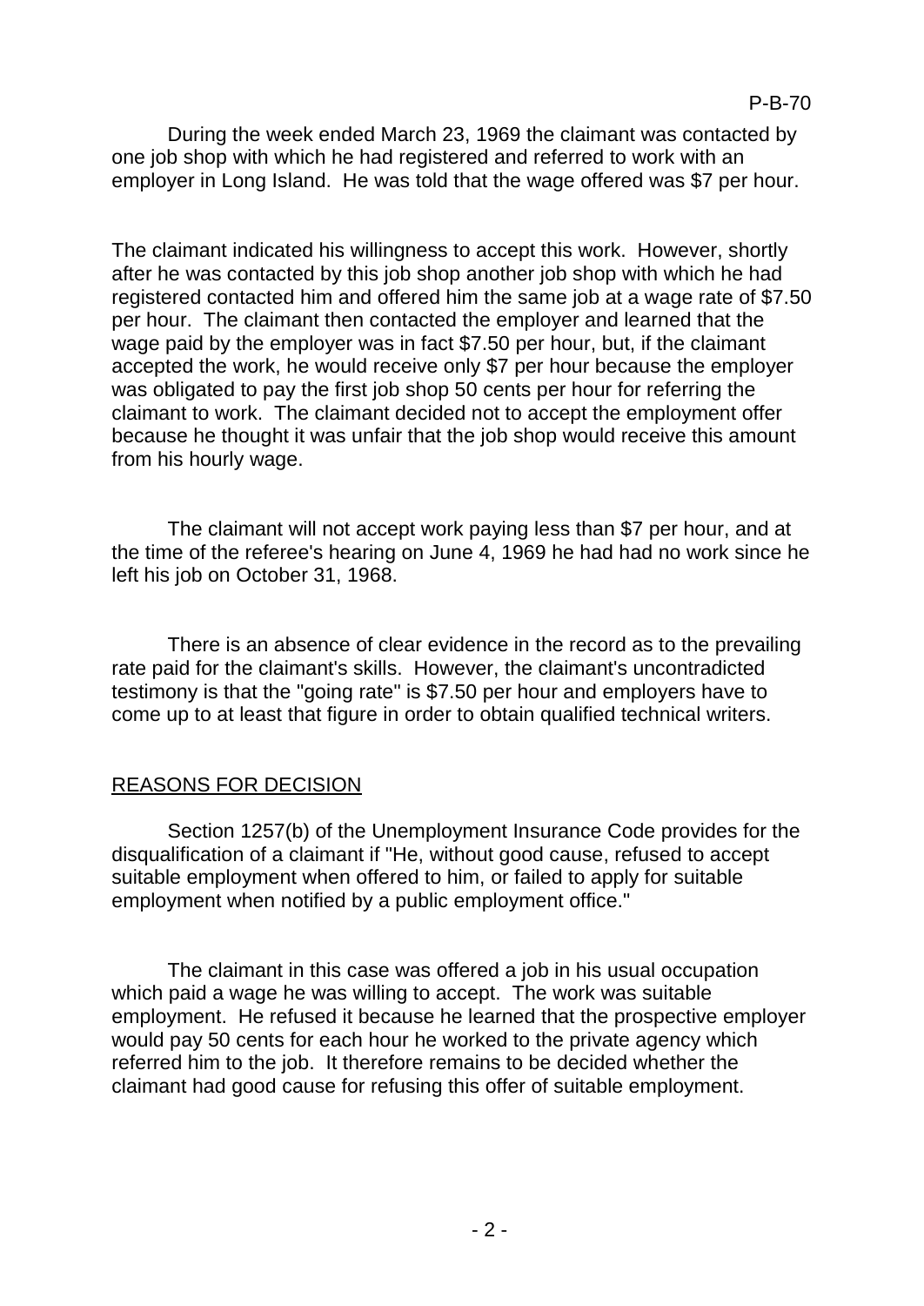During the week ended March 23, 1969 the claimant was contacted by one job shop with which he had registered and referred to work with an employer in Long Island. He was told that the wage offered was $7 per hour.

The claimant indicated his willingness to accept this work. However, shortly after he was contacted by this job shop another job shop with which he had registered contacted him and offered him the same job at a wage rate of $7.50 per hour. The claimant then contacted the employer and learned that the wage paid by the employer was in fact $7.50 per hour, but, if the claimant accepted the work, he would receive only $7 per hour because the employer was obligated to pay the first job shop 50 cents per hour for referring the claimant to work. The claimant decided not to accept the employment offer because he thought it was unfair that the job shop would receive this amount from his hourly wage.

The claimant will not accept work paying less than $7 per hour, and at the time of the referee's hearing on June 4, 1969 he had had no work since he left his job on October 31, 1968.

There is an absence of clear evidence in the record as to the prevailing rate paid for the claimant's skills. However, the claimant's uncontradicted testimony is that the "going rate" is $7.50 per hour and employers have to come up to at least that figure in order to obtain qualified technical writers.

## REASONS FOR DECISION

Section 1257(b) of the Unemployment Insurance Code provides for the disqualification of a claimant if "He, without good cause, refused to accept suitable employment when offered to him, or failed to apply for suitable employment when notified by a public employment office."

The claimant in this case was offered a job in his usual occupation which paid a wage he was willing to accept. The work was suitable employment. He refused it because he learned that the prospective employer would pay 50 cents for each hour he worked to the private agency which referred him to the job. It therefore remains to be decided whether the claimant had good cause for refusing this offer of suitable employment.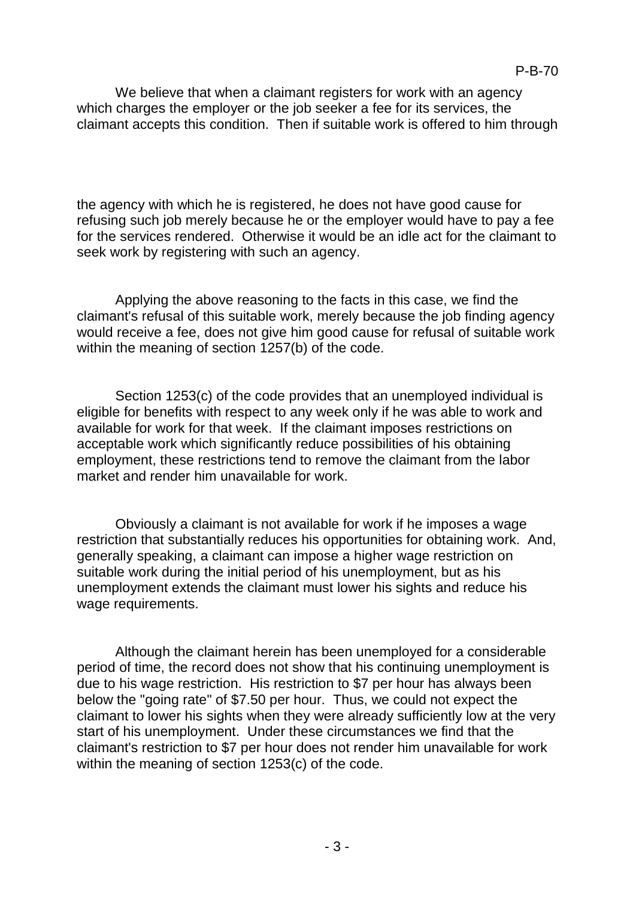We believe that when a claimant registers for work with an agency which charges the employer or the job seeker a fee for its services, the claimant accepts this condition. Then if suitable work is offered to him through the agency with which he is registered, he does not have good cause for refusing such job merely because he or the employer would have to pay a fee for the services rendered. Otherwise it would be an idle act for the claimant to seek work by registering with such an agency.

Applying the above reasoning to the facts in this case, we find the claimant's refusal of this suitable work, merely because the job finding agency would receive a fee, does not give him good cause for refusal of suitable work within the meaning of section 1257(b) of the code.

Section 1253(c) of the code provides that an unemployed individual is eligible for benefits with respect to any week only if he was able to work and available for work for that week. If the claimant imposes restrictions on acceptable work which significantly reduce possibilities of his obtaining employment, these restrictions tend to remove the claimant from the labor market and render him unavailable for work.

Obviously a claimant is not available for work if he imposes a wage restriction that substantially reduces his opportunities for obtaining work. And, generally speaking, a claimant can impose a higher wage restriction on suitable work during the initial period of his unemployment, but as his unemployment extends the claimant must lower his sights and reduce his wage requirements.

Although the claimant herein has been unemployed for a considerable period of time, the record does not show that his continuing unemployment is due to his wage restriction. His restriction to $7 per hour has always been below the "going rate" of $7.50 per hour. Thus, we could not expect the claimant to lower his sights when they were already sufficiently low at the very start of his unemployment. Under these circumstances we find that the claimant's restriction to $7 per hour does not render him unavailable for work within the meaning of section 1253(c) of the code.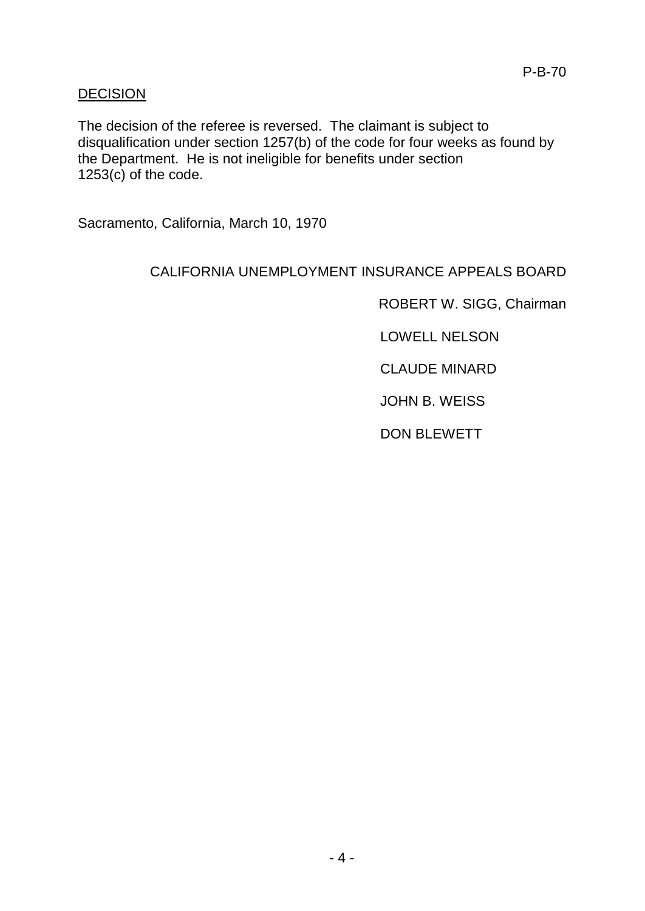## DECISION

The decision of the referee is reversed. The claimant is subject to disqualification under section 1257(b) of the code for four weeks as found by the Department. He is not ineligible for benefits under section 1253(c) of the code.

Sacramento, California, March 10, 1970

CALIFORNIA UNEMPLOYMENT INSURANCE APPEALS BOARD

ROBERT W. SIGG, Chairman

LOWELL NELSON

CLAUDE MINARD

JOHN B. WEISS

DON BLEWETT